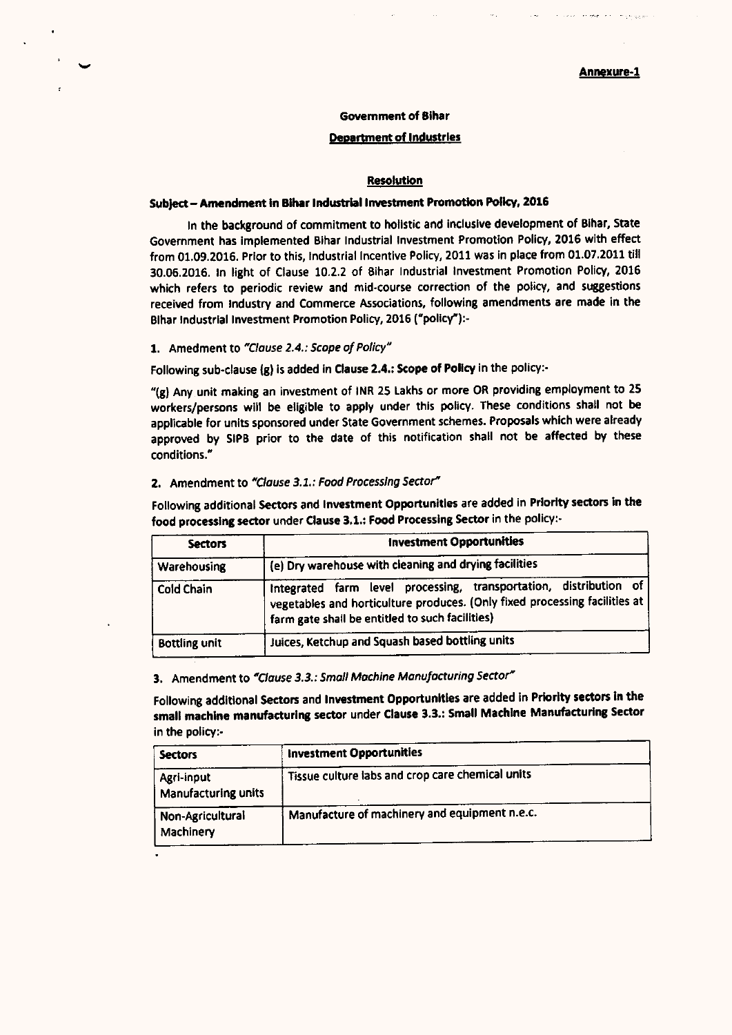**Annexure-1**

**Government of Bihar**

**Department of Industries**

**Resolution**

**Subject – Amendment in Bihar Industrial Investment Promotion Policy, 2016**

In the background of commitment to holistic and inclusive development of Bihar, State Government has implemented Bihar Industrial Investment Promotion Policy, 2016 with effect from 01.09.2016. Prior to this, Industrial Incentive Policy, 2011 was in place from 01.07.2011 till 30.06.2016. In light of Clause 10.2.2 of Bihar Industrial Investment Promotion Policy, 2016 which refers to periodic review and mid-course correction of the policy, and suggestions received from Industry and Commerce Associations, following amendments are made in the Bihar Industrial Investment Promotion Policy, 2016 ("policy"):-

1. Amedment to *"Clause 2.4.: Scope of Policy"*

Following sub-clause (g) is added in **Clause 2.4.: Scope of Policy** in the policy:-

"(g) Any unit making an investment of INR 25 Lakhs or more OR providing employment to 25 workers/persons will be eligible to apply under this policy. These conditions shall not be applicable for units sponsored under State Government schemes. Proposals which were already approved by SIPB prior to the date of this notification shall not be affected by these conditions."

2. Amendment to *"Clause 3.1.: Food Processing Sector"*

Following additional **Sectors** and **Investment Opportunities** are added in **Priority sectors in the food processing sector** under **Clause 3.1.: Food Processing Sector** in the policy:-

| Sectors | Investment Opportunities |
|---|---|
| Warehousing | (e) Dry warehouse with cleaning and drying facilities |
| Cold Chain | Integrated farm level processing, transportation, distribution of vegetables and horticulture produces. (Only fixed processing facilities at farm gate shall be entitled to such facilities) |
| Bottling unit | Juices, Ketchup and Squash based bottling units |

3. Amendment to *"Clause 3.3.: Small Machine Manufacturing Sector"*

Following additional **Sectors** and **Investment Opportunities** are added in **Priority sectors in the small machine manufacturing sector** under **Clause 3.3.: Small Machine Manufacturing Sector** in the policy:-

| Sectors | Investment Opportunities |
|---|---|
| Agri-input Manufacturing units | Tissue culture labs and crop care chemical units |
| Non-Agricultural Machinery | Manufacture of machinery and equipment n.e.c. |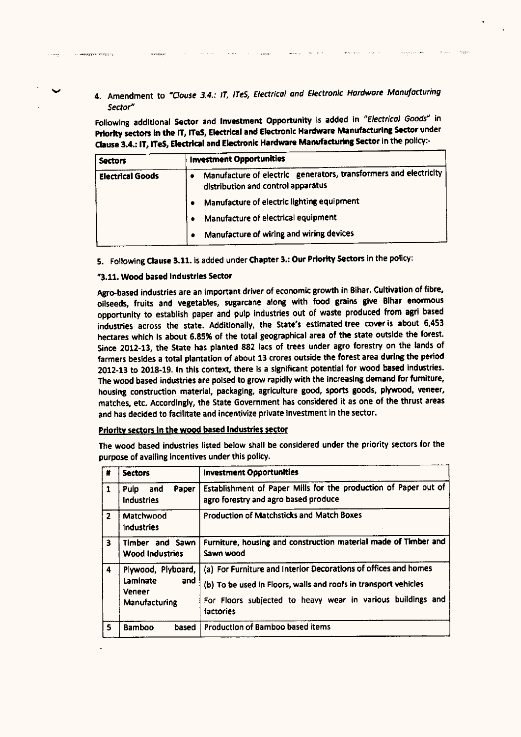4. Amendment to *"Clause 3.4.: IT, ITeS, Electrical and Electronic Hardware Manufacturing Sector"*

Following additional **Sector** and **Investment Opportunity** is added in *"Electrical Goods"* in **Priority sectors in the IT, ITeS, Electrical and Electronic Hardware Manufacturing Sector** under **Clause 3.4.: IT, ITeS, Electrical and Electronic Hardware Manufacturing Sector** in the policy:-

| Sectors | Investment Opportunities |
|---|---|
| **Electrical Goods** | • Manufacture of electric generators, transformers and electricity distribution and control apparatus<br>• Manufacture of electric lighting equipment<br>• Manufacture of electrical equipment<br>• Manufacture of wiring and wiring devices |

5. Following **Clause 3.11.** is added under **Chapter 3.: Our Priority Sectors** in the policy:

**"3.11. Wood based Industries Sector**

Agro-based industries are an important driver of economic growth in Bihar. Cultivation of fibre, oilseeds, fruits and vegetables, sugarcane along with food grains give Bihar enormous opportunity to establish paper and pulp industries out of waste produced from agri based industries across the state. Additionally, the State's estimated tree cover is about 6,453 hectares which is about 6.85% of the total geographical area of the state outside the forest. Since 2012-13, the State has planted 882 lacs of trees under agro forestry on the lands of farmers besides a total plantation of about 13 crores outside the forest area during the period 2012-13 to 2018-19. In this context, there is a significant potential for wood based industries. The wood based industries are poised to grow rapidly with the increasing demand for furniture, housing construction material, packaging, agriculture good, sports goods, plywood, veneer, matches, etc. Accordingly, the State Government has considered it as one of the thrust areas and has decided to facilitate and incentivize private investment in the sector.

**Priority sectors in the wood based industries sector**

The wood based industries listed below shall be considered under the priority sectors for the purpose of availing incentives under this policy.

| # | Sectors | Investment Opportunities |
|---|---|---|
| 1 | Pulp and Paper Industries | Establishment of Paper Mills for the production of Paper out of agro forestry and agro based produce |
| 2 | Matchwood Industries | Production of Matchsticks and Match Boxes |
| 3 | Timber and Sawn Wood Industries | Furniture, housing and construction material made of Timber and Sawn wood |
| 4 | Plywood, Plyboard, Laminate and Veneer Manufacturing | (a) For Furniture and Interior Decorations of offices and homes<br>(b) To be used in Floors, walls and roofs in transport vehicles<br>For Floors subjected to heavy wear in various buildings and factories |
| 5 | Bamboo based | Production of Bamboo based items |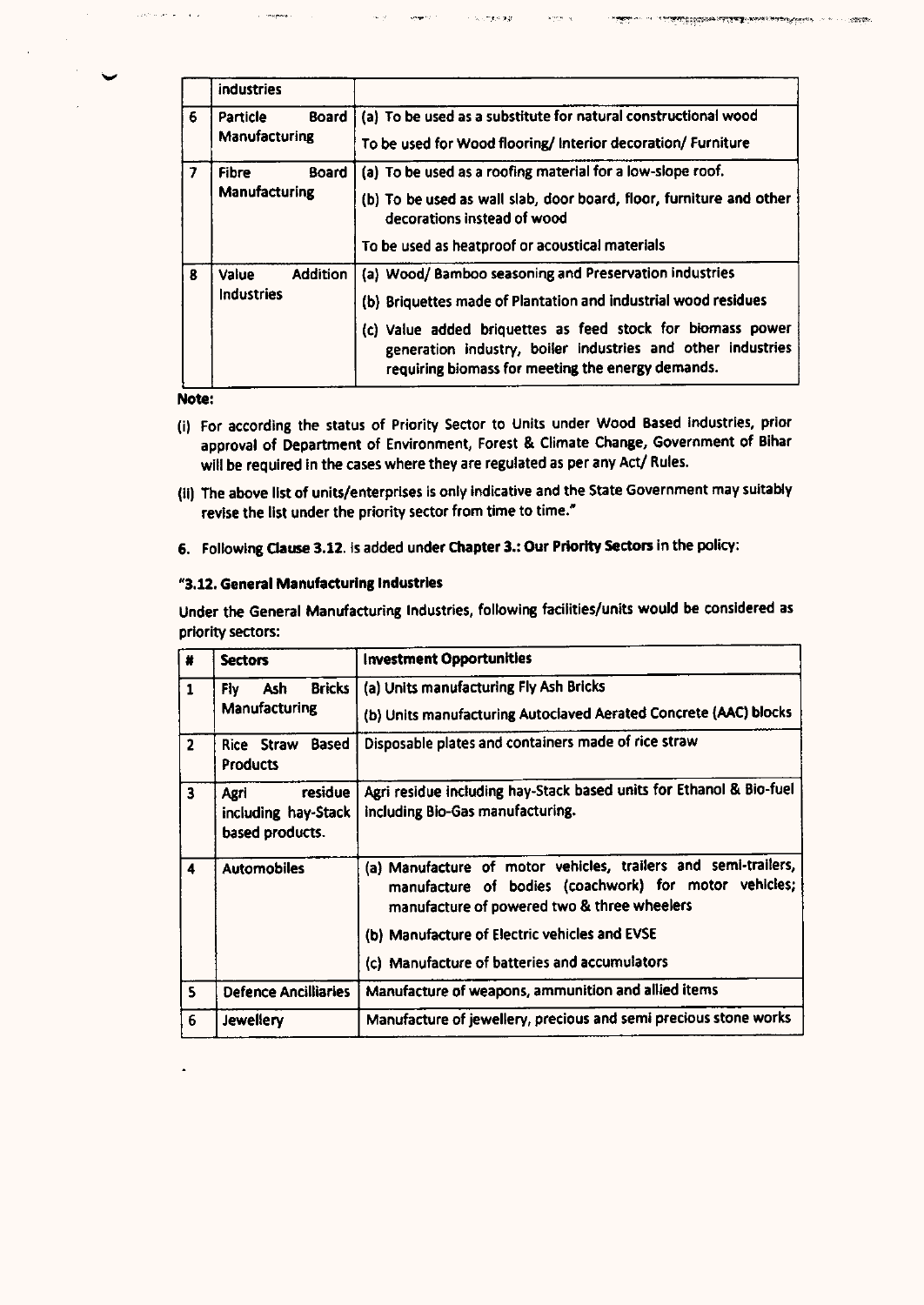| | | |
|---|---|---|
| | industries | |
| 6 | Particle Board Manufacturing | (a) To be used as a substitute for natural constructional wood<br>To be used for Wood flooring/ Interior decoration/ Furniture |
| 7 | Fibre Board Manufacturing | (a) To be used as a roofing material for a low-slope roof.<br>(b) To be used as wall slab, door board, floor, furniture and other decorations instead of wood<br>To be used as heatproof or acoustical materials |
| 8 | Value Addition Industries | (a) Wood/ Bamboo seasoning and Preservation industries<br>(b) Briquettes made of Plantation and industrial wood residues<br>(c) Value added briquettes as feed stock for biomass power generation industry, boiler industries and other industries requiring biomass for meeting the energy demands. |

**Note:**

(i) For according the status of Priority Sector to Units under Wood Based Industries, prior approval of Department of Environment, Forest & Climate Change, Government of Bihar will be required in the cases where they are regulated as per any Act/ Rules.

(ii) The above list of units/enterprises is only indicative and the State Government may suitably revise the list under the priority sector from time to time."

6. Following **Clause 3.12.** is added under **Chapter 3.: Our Priority Sectors** in the policy:

**"3.12. General Manufacturing Industries**

Under the General Manufacturing Industries, following facilities/units would be considered as priority sectors:

| # | Sectors | Investment Opportunities |
|---|---|---|
| 1 | Fly Ash Bricks Manufacturing | (a) Units manufacturing Fly Ash Bricks<br>(b) Units manufacturing Autoclaved Aerated Concrete (AAC) blocks |
| 2 | Rice Straw Based Products | Disposable plates and containers made of rice straw |
| 3 | Agri residue including hay-Stack based products. | Agri residue including hay-Stack based units for Ethanol & Bio-fuel including Bio-Gas manufacturing. |
| 4 | Automobiles | (a) Manufacture of motor vehicles, trailers and semi-trailers, manufacture of bodies (coachwork) for motor vehicles; manufacture of powered two & three wheelers<br>(b) Manufacture of Electric vehicles and EVSE<br>(c) Manufacture of batteries and accumulators |
| 5 | Defence Ancilliaries | Manufacture of weapons, ammunition and allied items |
| 6 | Jewellery | Manufacture of jewellery, precious and semi precious stone works |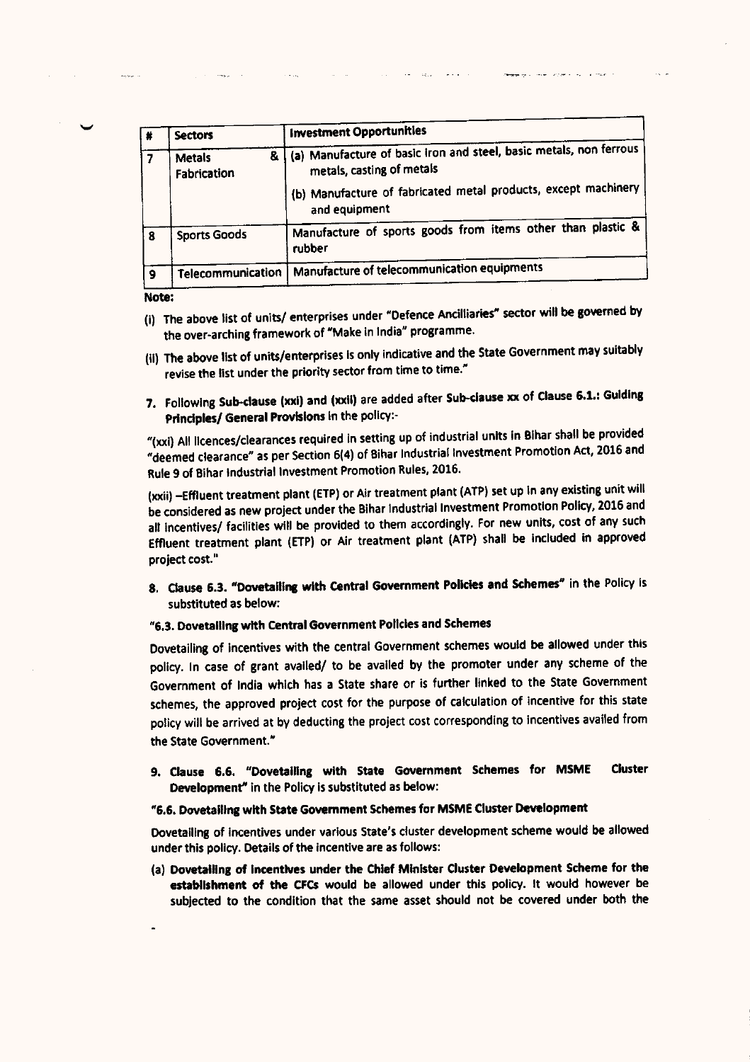| # | Sectors | Investment Opportunities |
|---|---|---|
| 7 | Metals & Fabrication | (a) Manufacture of basic iron and steel, basic metals, non ferrous metals, casting of metals<br>(b) Manufacture of fabricated metal products, except machinery and equipment |
| 8 | Sports Goods | Manufacture of sports goods from items other than plastic & rubber |
| 9 | Telecommunication | Manufacture of telecommunication equipments |

**Note:**

(i) The above list of units/ enterprises under "Defence Ancilliaries" sector will be governed by the over-arching framework of "Make in India" programme.

(ii) The above list of units/enterprises is only indicative and the State Government may suitably revise the list under the priority sector from time to time."

7. Following **Sub-clause (xxi) and (xxii)** are added after **Sub-clause xx of Clause 6.1.: Guiding Principles/ General Provisions** in the policy:-

"(xxi) All licences/clearances required in setting up of industrial units in Bihar shall be provided "deemed clearance" as per Section 6(4) of Bihar Industrial Investment Promotion Act, 2016 and Rule 9 of Bihar Industrial Investment Promotion Rules, 2016.

(xxii) –Effluent treatment plant (ETP) or Air treatment plant (ATP) set up in any existing unit will be considered as new project under the Bihar Industrial Investment Promotion Policy, 2016 and all incentives/ facilities will be provided to them accordingly. For new units, cost of any such Effluent treatment plant (ETP) or Air treatment plant (ATP) shall be included in approved project cost."

8. **Clause 6.3. "Dovetailing with Central Government Policies and Schemes"** in the Policy is substituted as below:

**"6.3. Dovetailing with Central Government Policies and Schemes**

Dovetailing of incentives with the central Government schemes would be allowed under this policy. In case of grant availed/ to be availed by the promoter under any scheme of the Government of India which has a State share or is further linked to the State Government schemes, the approved project cost for the purpose of calculation of incentive for this state policy will be arrived at by deducting the project cost corresponding to incentives availed from the State Government."

9. **Clause 6.6. "Dovetailing with State Government Schemes for MSME Cluster Development"** in the Policy is substituted as below:

**"6.6. Dovetailing with State Government Schemes for MSME Cluster Development**

Dovetailing of incentives under various State's cluster development scheme would be allowed under this policy. Details of the incentive are as follows:

(a) **Dovetailing of incentives under the Chief Minister Cluster Development Scheme for the establishment of the CFCs** would be allowed under this policy. It would however be subjected to the condition that the same asset should not be covered under both the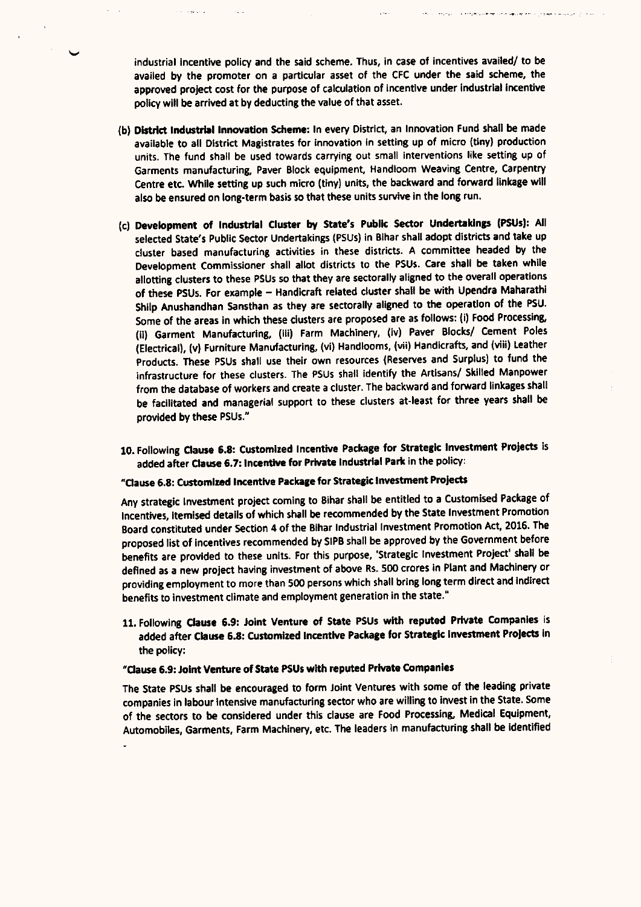industrial incentive policy and the said scheme. Thus, in case of incentives availed/ to be availed by the promoter on a particular asset of the CFC under the said scheme, the approved project cost for the purpose of calculation of incentive under industrial incentive policy will be arrived at by deducting the value of that asset.

(b) **District Industrial Innovation Scheme:** In every District, an Innovation Fund shall be made available to all District Magistrates for innovation in setting up of micro (tiny) production units. The fund shall be used towards carrying out small interventions like setting up of Garments manufacturing, Paver Block equipment, Handloom Weaving Centre, Carpentry Centre etc. While setting up such micro (tiny) units, the backward and forward linkage will also be ensured on long-term basis so that these units survive in the long run.

(c) **Development of Industrial Cluster by State's Public Sector Undertakings (PSUs):** All selected State's Public Sector Undertakings (PSUs) in Bihar shall adopt districts and take up cluster based manufacturing activities in these districts. A committee headed by the Development Commissioner shall allot districts to the PSUs. Care shall be taken while allotting clusters to these PSUs so that they are sectorally aligned to the overall operations of these PSUs. For example – Handicraft related cluster shall be with Upendra Maharathi Shilp Anushandhan Sansthan as they are sectorally aligned to the operation of the PSU. Some of the areas in which these clusters are proposed are as follows: (i) Food Processing, (ii) Garment Manufacturing, (iii) Farm Machinery, (iv) Paver Blocks/ Cement Poles (Electrical), (v) Furniture Manufacturing, (vi) Handlooms, (vii) Handicrafts, and (viii) Leather Products. These PSUs shall use their own resources (Reserves and Surplus) to fund the infrastructure for these clusters. The PSUs shall identify the Artisans/ Skilled Manpower from the database of workers and create a cluster. The backward and forward linkages shall be facilitated and managerial support to these clusters at-least for three years shall be provided by these PSUs."

10. Following **Clause 6.8: Customized Incentive Package for Strategic Investment Projects** is added after **Clause 6.7: Incentive for Private Industrial Park** in the policy:

**"Clause 6.8: Customized Incentive Package for Strategic Investment Projects**

Any strategic investment project coming to Bihar shall be entitled to a Customised Package of Incentives, itemised details of which shall be recommended by the State Investment Promotion Board constituted under Section 4 of the Bihar Industrial Investment Promotion Act, 2016. The proposed list of incentives recommended by SIPB shall be approved by the Government before benefits are provided to these units. For this purpose, 'Strategic Investment Project' shall be defined as a new project having investment of above Rs. 500 crores in Plant and Machinery or providing employment to more than 500 persons which shall bring long term direct and indirect benefits to investment climate and employment generation in the state."

11. Following **Clause 6.9: Joint Venture of State PSUs with reputed Private Companies** is added after **Clause 6.8: Customized Incentive Package for Strategic Investment Projects** in the policy:

**"Clause 6.9: Joint Venture of State PSUs with reputed Private Companies**

The State PSUs shall be encouraged to form Joint Ventures with some of the leading private companies in labour intensive manufacturing sector who are willing to invest in the State. Some of the sectors to be considered under this clause are Food Processing, Medical Equipment, Automobiles, Garments, Farm Machinery, etc. The leaders in manufacturing shall be identified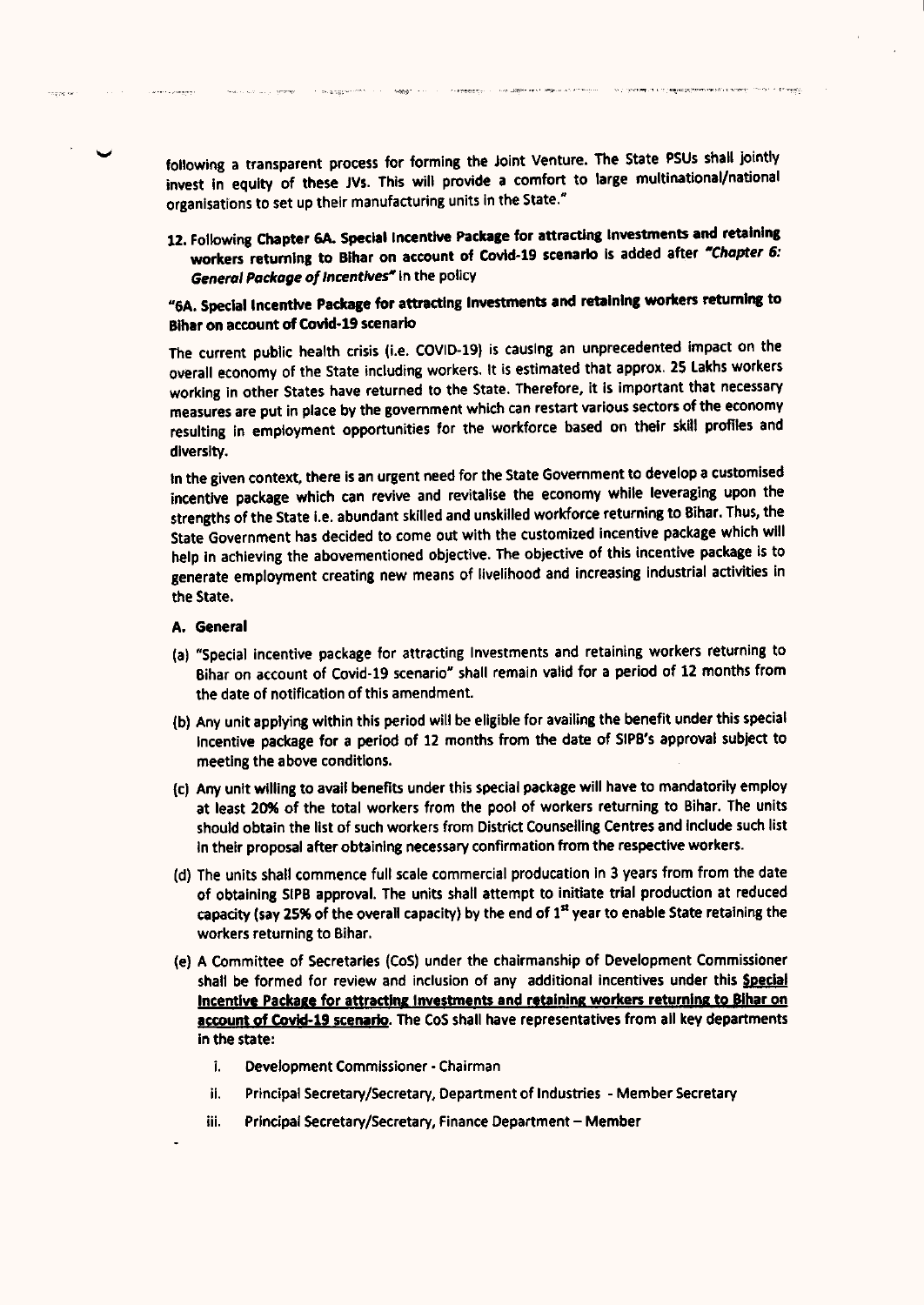following a transparent process for forming the Joint Venture. The State PSUs shall jointly invest in equity of these JVs. This will provide a comfort to large multinational/national organisations to set up their manufacturing units in the State."

12. Following **Chapter 6A. Special Incentive Package for attracting Investments and retaining workers returning to Bihar on account of Covid-19 scenario** is added after ***"Chapter 6: General Package of Incentives"*** in the policy

**"6A. Special Incentive Package for attracting Investments and retaining workers returning to Bihar on account of Covid-19 scenario**

The current public health crisis (i.e. COVID-19) is causing an unprecedented impact on the overall economy of the State including workers. It is estimated that approx. 25 Lakhs workers working in other States have returned to the State. Therefore, it is important that necessary measures are put in place by the government which can restart various sectors of the economy resulting in employment opportunities for the workforce based on their skill profiles and diversity.

In the given context, there is an urgent need for the State Government to develop a customised incentive package which can revive and revitalise the economy while leveraging upon the strengths of the State i.e. abundant skilled and unskilled workforce returning to Bihar. Thus, the State Government has decided to come out with the customized incentive package which will help in achieving the abovementioned objective. The objective of this incentive package is to generate employment creating new means of livelihood and increasing industrial activities in the State.

**A. General**

(a) "Special incentive package for attracting Investments and retaining workers returning to Bihar on account of Covid-19 scenario" shall remain valid for a period of 12 months from the date of notification of this amendment.

(b) Any unit applying within this period will be eligible for availing the benefit under this special incentive package for a period of 12 months from the date of SIPB's approval subject to meeting the above conditions.

(c) Any unit willing to avail benefits under this special package will have to mandatorily employ at least 20% of the total workers from the pool of workers returning to Bihar. The units should obtain the list of such workers from District Counselling Centres and include such list in their proposal after obtaining necessary confirmation from the respective workers.

(d) The units shall commence full scale commercial producation in 3 years from from the date of obtaining SIPB approval. The units shall attempt to initiate trial production at reduced capacity (say 25% of the overall capacity) by the end of 1st year to enable State retaining the workers returning to Bihar.

(e) A Committee of Secretaries (CoS) under the chairmanship of Development Commissioner shall be formed for review and inclusion of any additional incentives under this **Special Incentive Package for attracting Investments and retaining workers returning to Bihar on account of Covid-19 scenario**. The CoS shall have representatives from all key departments in the state:

   i. Development Commissioner - Chairman

   ii. Principal Secretary/Secretary, Department of Industries - Member Secretary

   iii. Principal Secretary/Secretary, Finance Department – Member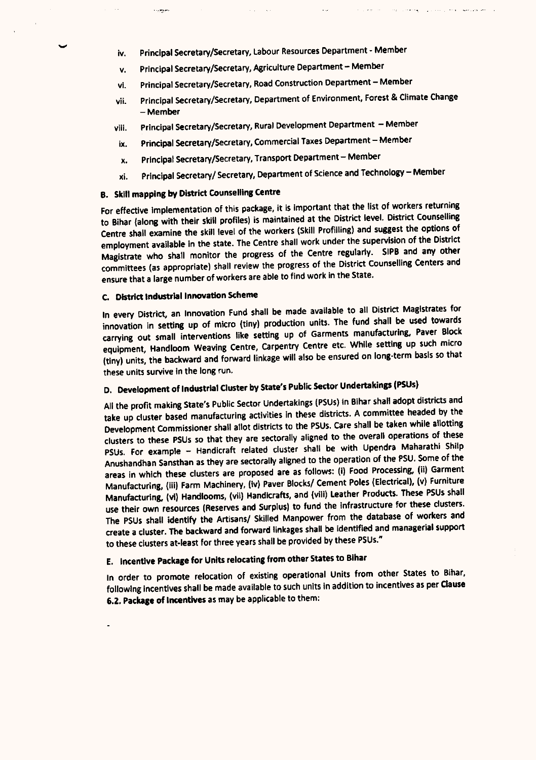iv. Principal Secretary/Secretary, Labour Resources Department - Member

v. Principal Secretary/Secretary, Agriculture Department – Member

vi. Principal Secretary/Secretary, Road Construction Department – Member

vii. Principal Secretary/Secretary, Department of Environment, Forest & Climate Change – Member

viii. Principal Secretary/Secretary, Rural Development Department – Member

ix. Principal Secretary/Secretary, Commercial Taxes Department – Member

x. Principal Secretary/Secretary, Transport Department – Member

xi. Principal Secretary/ Secretary, Department of Science and Technology – Member

**B. Skill mapping by District Counselling Centre**

For effective implementation of this package, it is important that the list of workers returning to Bihar (along with their skill profiles) is maintained at the District level. District Counselling Centre shall examine the skill level of the workers (Skill Profilling) and suggest the options of employment available in the state. The Centre shall work under the supervision of the District Magistrate who shall monitor the progress of the Centre regularly. SIPB and any other committees (as appropriate) shall review the progress of the District Counselling Centers and ensure that a large number of workers are able to find work in the State.

**C. District Industrial Innovation Scheme**

In every District, an Innovation Fund shall be made available to all District Magistrates for innovation in setting up of micro (tiny) production units. The fund shall be used towards carrying out small interventions like setting up of Garments manufacturing, Paver Block equipment, Handloom Weaving Centre, Carpentry Centre etc. While setting up such micro (tiny) units, the backward and forward linkage will also be ensured on long-term basis so that these units survive in the long run.

**D. Development of Industrial Cluster by State's Public Sector Undertakings (PSUs)**

All the profit making State's Public Sector Undertakings (PSUs) in Bihar shall adopt districts and take up cluster based manufacturing activities in these districts. A committee headed by the Development Commissioner shall allot districts to the PSUs. Care shall be taken while allotting clusters to these PSUs so that they are sectorally aligned to the overall operations of these PSUs. For example – Handicraft related cluster shall be with Upendra Maharathi Shilp Anushandhan Sansthan as they are sectorally aligned to the operation of the PSU. Some of the areas in which these clusters are proposed are as follows: (i) Food Processing, (ii) Garment Manufacturing, (iii) Farm Machinery, (iv) Paver Blocks/ Cement Poles (Electrical), (v) Furniture Manufacturing, (vi) Handlooms, (vii) Handicrafts, and (viii) Leather Products. These PSUs shall use their own resources (Reserves and Surplus) to fund the infrastructure for these clusters. The PSUs shall identify the Artisans/ Skilled Manpower from the database of workers and create a cluster. The backward and forward linkages shall be identified and managerial support to these clusters at-least for three years shall be provided by these PSUs."

**E. Incentive Package for Units relocating from other States to Bihar**

In order to promote relocation of existing operational Units from other States to Bihar, following incentives shall be made available to such units in addition to incentives as per **Clause 6.2. Package of Incentives** as may be applicable to them:

-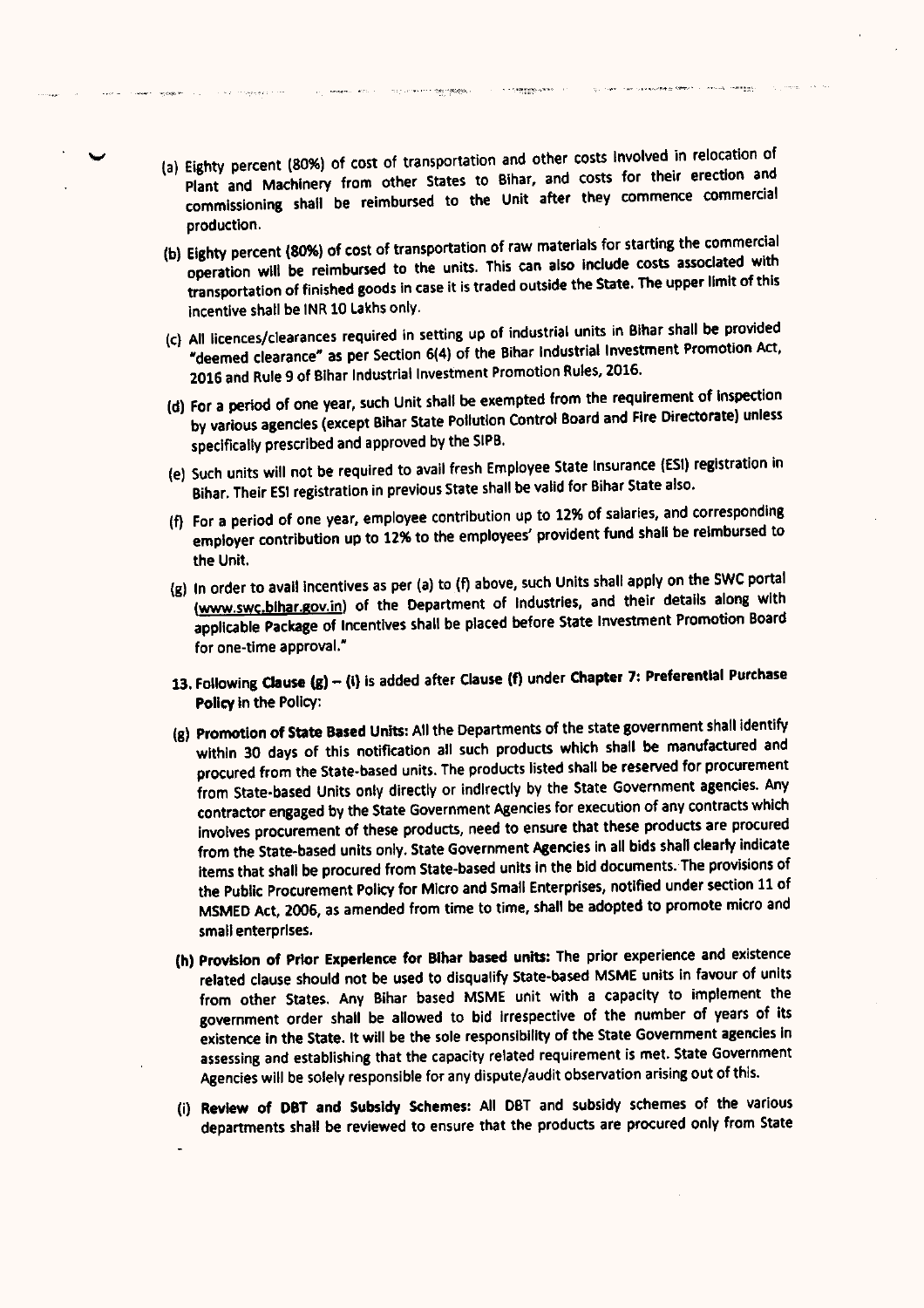(a) Eighty percent (80%) of cost of transportation and other costs involved in relocation of Plant and Machinery from other States to Bihar, and costs for their erection and commissioning shall be reimbursed to the Unit after they commence commercial production.

(b) Eighty percent (80%) of cost of transportation of raw materials for starting the commercial operation will be reimbursed to the units. This can also include costs associated with transportation of finished goods in case it is traded outside the State. The upper limit of this incentive shall be INR 10 Lakhs only.

(c) All licences/clearances required in setting up of industrial units in Bihar shall be provided "deemed clearance" as per Section 6(4) of the Bihar Industrial Investment Promotion Act, 2016 and Rule 9 of Bihar Industrial Investment Promotion Rules, 2016.

(d) For a period of one year, such Unit shall be exempted from the requirement of inspection by various agencies (except Bihar State Pollution Control Board and Fire Directorate) unless specifically prescribed and approved by the SIPB.

(e) Such units will not be required to avail fresh Employee State Insurance (ESI) registration in Bihar. Their ESI registration in previous State shall be valid for Bihar State also.

(f) For a period of one year, employee contribution up to 12% of salaries, and corresponding employer contribution up to 12% to the employees' provident fund shall be reimbursed to the Unit.

(g) In order to avail incentives as per (a) to (f) above, such Units shall apply on the SWC portal (www.swc.bihar.gov.in) of the Department of Industries, and their details along with applicable Package of Incentives shall be placed before State Investment Promotion Board for one-time approval."

13. Following **Clause (g) – (i)** is added after **Clause (f)** under **Chapter 7: Preferential Purchase Policy** in the Policy:

(g) **Promotion of State Based Units:** All the Departments of the state government shall identify within 30 days of this notification all such products which shall be manufactured and procured from the State-based units. The products listed shall be reserved for procurement from State-based Units only directly or indirectly by the State Government agencies. Any contractor engaged by the State Government Agencies for execution of any contracts which involves procurement of these products, need to ensure that these products are procured from the State-based units only. State Government Agencies in all bids shall clearly indicate items that shall be procured from State-based units in the bid documents. The provisions of the Public Procurement Policy for Micro and Small Enterprises, notified under section 11 of MSMED Act, 2006, as amended from time to time, shall be adopted to promote micro and small enterprises.

(h) **Provision of Prior Experience for Bihar based units:** The prior experience and existence related clause should not be used to disqualify State-based MSME units in favour of units from other States. Any Bihar based MSME unit with a capacity to implement the government order shall be allowed to bid irrespective of the number of years of its existence in the State. It will be the sole responsibility of the State Government agencies in assessing and establishing that the capacity related requirement is met. State Government Agencies will be solely responsible for any dispute/audit observation arising out of this.

(i) **Review of DBT and Subsidy Schemes:** All DBT and subsidy schemes of the various departments shall be reviewed to ensure that the products are procured only from State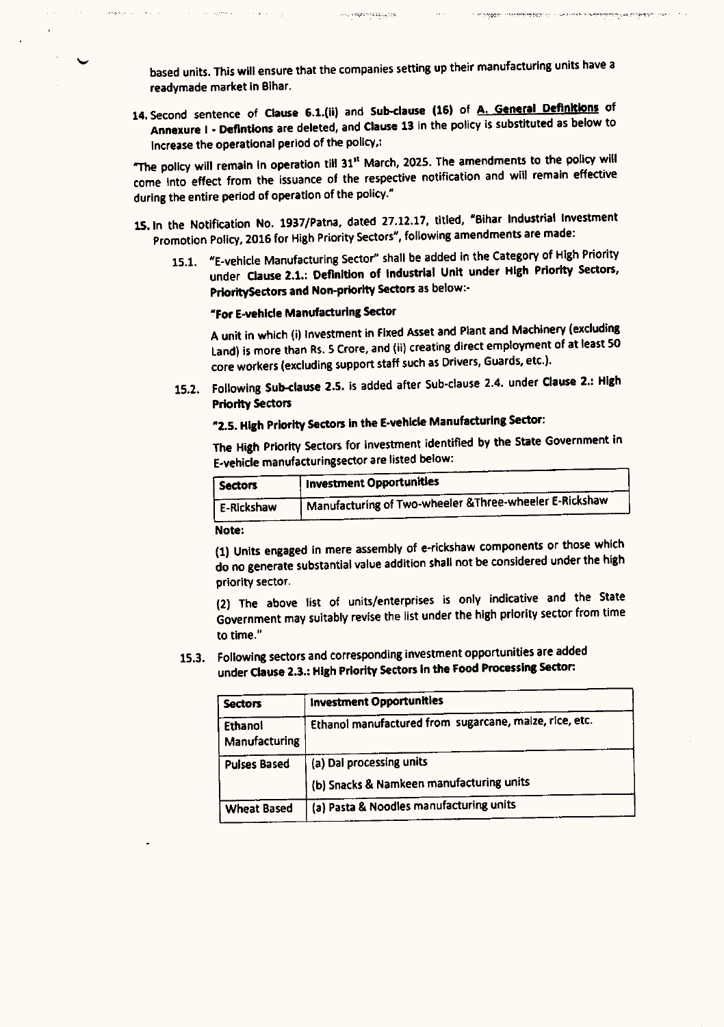based units. This will ensure that the companies setting up their manufacturing units have a readymade market in Bihar.

14. Second sentence of **Clause 6.1.(ii)** and **Sub-clause (16)** of **A. General Definitions** of **Annexure I - Defintions** are deleted, and **Clause 13** in the policy is substituted as below to increase the operational period of the policy,:

"The policy will remain in operation till 31st March, 2025. The amendments to the policy will come into effect from the issuance of the respective notification and will remain effective during the entire period of operation of the policy."

15. In the Notification No. 1937/Patna, dated 27.12.17, titled, "Bihar Industrial Investment Promotion Policy, 2016 for High Priority Sectors", following amendments are made:

   15.1. "E-vehicle Manufacturing Sector" shall be added in the Category of High Priority under **Clause 2.1.: Definition of Industrial Unit under High Priority Sectors, PrioritySectors and Non-priority Sectors** as below:-

   **"For E-vehicle Manufacturing Sector**

   A unit in which (i) Investment in Fixed Asset and Plant and Machinery (excluding Land) is more than Rs. 5 Crore, and (ii) creating direct employment of at least 50 core workers (excluding support staff such as Drivers, Guards, etc.).

   15.2. Following **Sub-clause 2.5.** is added after Sub-clause 2.4. under **Clause 2.: High Priority Sectors**

   **"2.5. High Priority Sectors in the E-vehicle Manufacturing Sector:**

   The High Priority Sectors for investment identified by the State Government in E-vehicle manufacturingsector are listed below:

| Sectors | Investment Opportunities |
|---|---|
| E-Rickshaw | Manufacturing of Two-wheeler &Three-wheeler E-Rickshaw |

   **Note:**

   (1) Units engaged in mere assembly of e-rickshaw components or those which do no generate substantial value addition shall not be considered under the high priority sector.

   (2) The above list of units/enterprises is only indicative and the State Government may suitably revise the list under the high priority sector from time to time."

   15.3. Following sectors and corresponding investment opportunities are added under **Clause 2.3.: High Priority Sectors in the Food Processing Sector:**

| Sectors | Investment Opportunities |
|---|---|
| Ethanol Manufacturing | Ethanol manufactured from sugarcane, maize, rice, etc. |
| Pulses Based | (a) Dal processing units<br>(b) Snacks & Namkeen manufacturing units |
| Wheat Based | (a) Pasta & Noodles manufacturing units |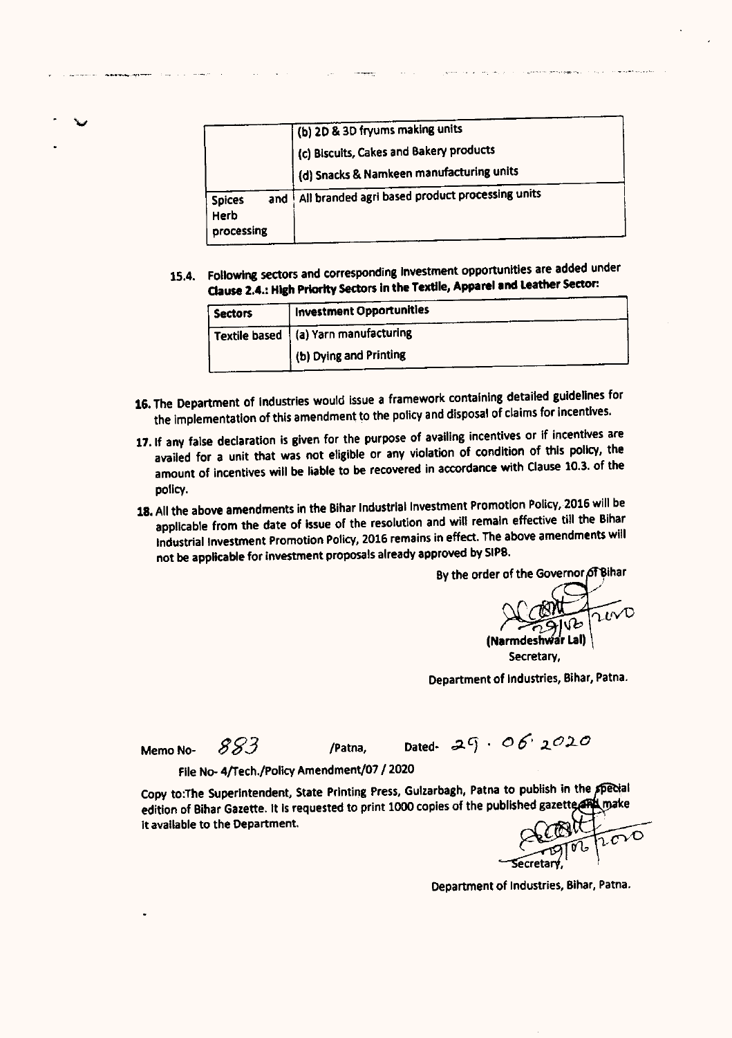| | |
|---|---|
| | (b) 2D & 3D fryums making units |
| | (c) Biscuits, Cakes and Bakery products |
| | (d) Snacks & Namkeen manufacturing units |
| Spices and Herb processing | All branded agri based product processing units |

15.4. **Following sectors and corresponding investment opportunities are added under Clause 2.4.: High Priority Sectors in the Textile, Apparel and Leather Sector:**

| Sectors | Investment Opportunities |
|---|---|
| Textile based | (a) Yarn manufacturing |
| | (b) Dying and Printing |

**16.** The Department of Industries would issue a framework containing detailed guidelines for the implementation of this amendment to the policy and disposal of claims for incentives.

**17.** If any false declaration is given for the purpose of availing incentives or if incentives are availed for a unit that was not eligible or any violation of condition of this policy, the amount of incentives will be liable to be recovered in accordance with Clause 10.3. of the policy.

**18.** All the above amendments in the Bihar Industrial Investment Promotion Policy, 2016 will be applicable from the date of issue of the resolution and will remain effective till the Bihar Industrial Investment Promotion Policy, 2016 remains in effect. The above amendments will not be applicable for investment proposals already approved by SIPB.

By the order of the Governor of Bihar

29/06/2020

(Narmdeshwar Lal)

Secretary,

Department of Industries, Bihar, Patna.

Memo No- 883 /Patna, Dated- 29 . 06 . 2020

File No- 4/Tech./Policy Amendment/07 / 2020

Copy to:The Superintendent, State Printing Press, Gulzarbagh, Patna to publish in the special edition of Bihar Gazette. It is requested to print 1000 copies of the published gazette and make it available to the Department.

29/06/2020

Secretary,

Department of Industries, Bihar, Patna.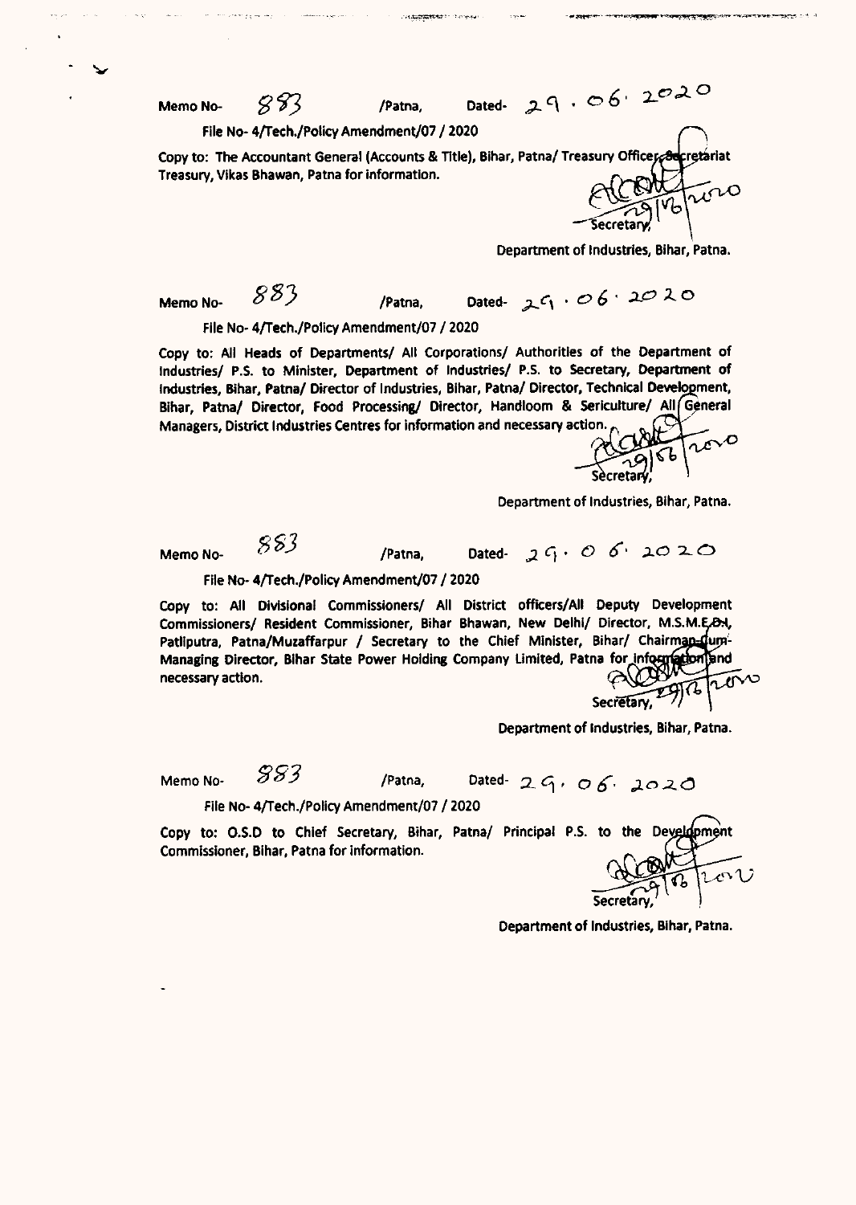Memo No- 883 /Patna, Dated- 29.06.2020

File No- 4/Tech./Policy Amendment/07 / 2020

Copy to: The Accountant General (Accounts & Title), Bihar, Patna/ Treasury Officer, Secretariat Treasury, Vikas Bhawan, Patna for information.

Sd/- 29/06/2020
Secretary,
Department of Industries, Bihar, Patna.

Memo No- 883 /Patna, Dated- 29.06.2020

File No- 4/Tech./Policy Amendment/07 / 2020

Copy to: All Heads of Departments/ All Corporations/ Authorities of the Department of Industries/ P.S. to Minister, Department of Industries/ P.S. to Secretary, Department of Industries, Bihar, Patna/ Director of Industries, Bihar, Patna/ Director, Technical Development, Bihar, Patna/ Director, Food Processing/ Director, Handloom & Sericulture/ All General Managers, District Industries Centres for information and necessary action.

Sd/- 29/06/2020
Secretary,
Department of Industries, Bihar, Patna.

Memo No- 883 /Patna, Dated- 29.06.2020

File No- 4/Tech./Policy Amendment/07 / 2020

Copy to: All Divisional Commissioners/ All District officers/All Deputy Development Commissioners/ Resident Commissioner, Bihar Bhawan, New Delhi/ Director, M.S.M.E.D.I, Patliputra, Patna/Muzaffarpur / Secretary to the Chief Minister, Bihar/ Chairman-cum-Managing Director, Bihar State Power Holding Company Limited, Patna for information and necessary action.

Sd/- 29/06/2020
Secretary,
Department of Industries, Bihar, Patna.

Memo No- 883 /Patna, Dated- 29.06.2020

File No- 4/Tech./Policy Amendment/07 / 2020

Copy to: O.S.D to Chief Secretary, Bihar, Patna/ Principal P.S. to the Development Commissioner, Bihar, Patna for information.

Sd/- 29/06/2020
Secretary,
Department of Industries, Bihar, Patna.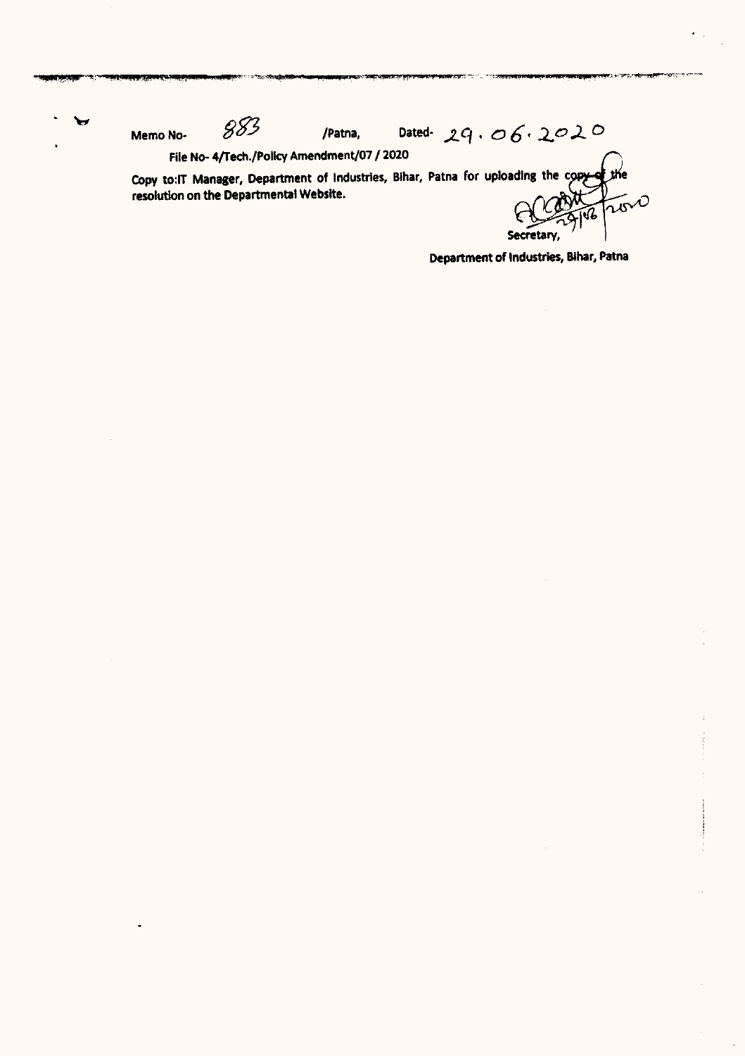Memo No- 883 /Patna, Dated- 29.06.2020

File No- 4/Tech./Policy Amendment/07 / 2020

Copy to:IT Manager, Department of Industries, Bihar, Patna for uploading the copy of the resolution on the Departmental Website.

29/06/2020

Secretary,

Department of Industries, Bihar, Patna